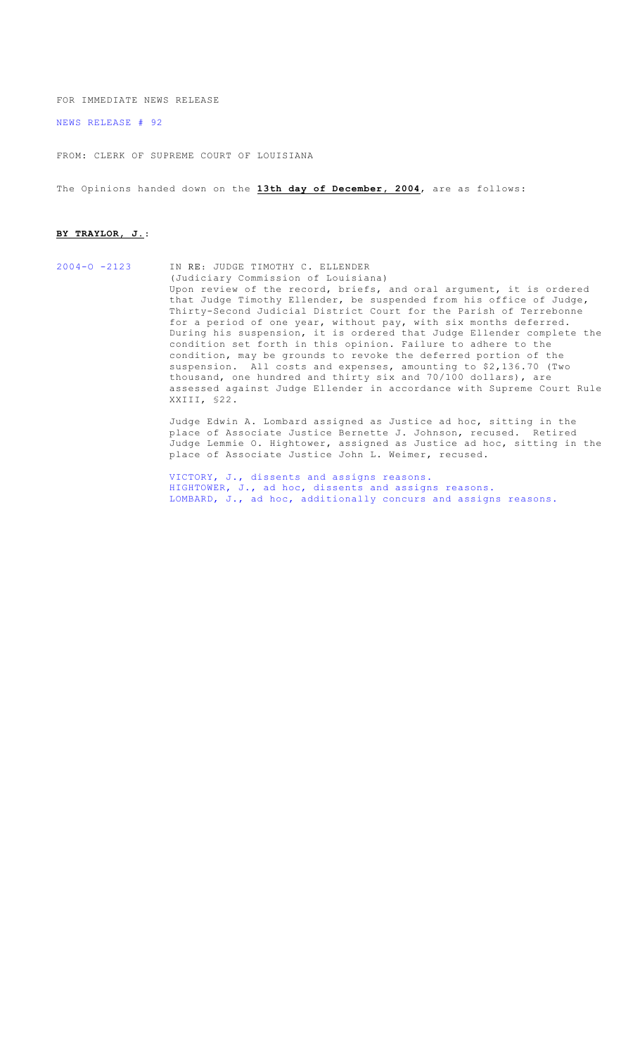FOR IMMEDIATE NEWS RELEASE

NEWS RELEASE # 92

FROM: CLERK OF SUPREME COURT OF LOUISIANA

The Opinions handed down on the **13th day of December, 2004**, are as follows:

**BY TRAYLOR, J.:**

2004-O -2123 IN RE: JUDGE TIMOTHY C. ELLENDER
(Judiciary Commission of Louisiana)
Upon review of the record, briefs, and oral argument, it is ordered that Judge Timothy Ellender, be suspended from his office of Judge, Thirty-Second Judicial District Court for the Parish of Terrebonne for a period of one year, without pay, with six months deferred. During his suspension, it is ordered that Judge Ellender complete the condition set forth in this opinion. Failure to adhere to the condition, may be grounds to revoke the deferred portion of the suspension. All costs and expenses, amounting to $2,136.70 (Two thousand, one hundred and thirty six and 70/100 dollars), are assessed against Judge Ellender in accordance with Supreme Court Rule XXIII, §22.

Judge Edwin A. Lombard assigned as Justice ad hoc, sitting in the place of Associate Justice Bernette J. Johnson, recused. Retired Judge Lemmie O. Hightower, assigned as Justice ad hoc, sitting in the place of Associate Justice John L. Weimer, recused.

VICTORY, J., dissents and assigns reasons.
HIGHTOWER, J., ad hoc, dissents and assigns reasons.
LOMBARD, J., ad hoc, additionally concurs and assigns reasons.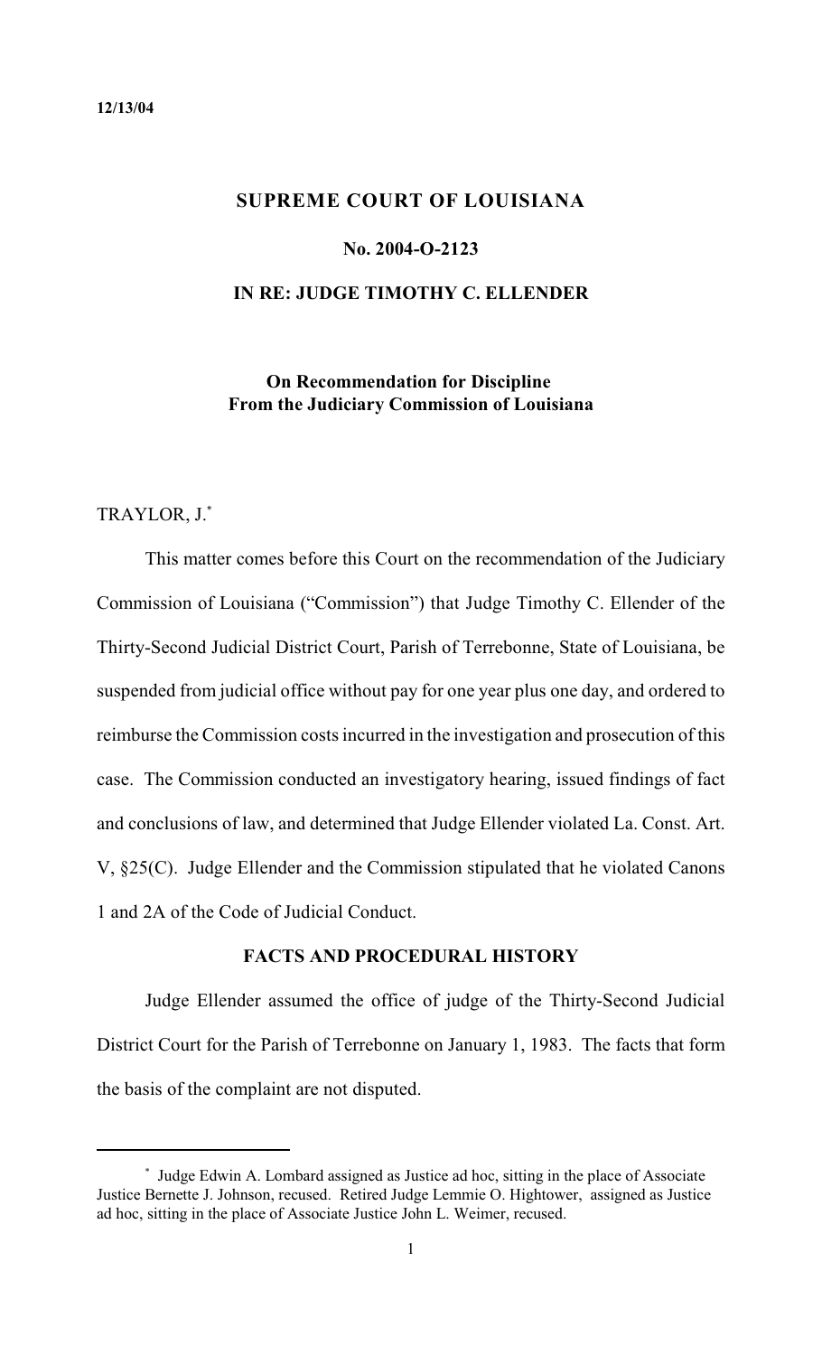12/13/04

**SUPREME COURT OF LOUISIANA**

**No. 2004-O-2123**

**IN RE: JUDGE TIMOTHY C. ELLENDER**

**On Recommendation for Discipline**
**From the Judiciary Commission of Louisiana**

TRAYLOR, J.*

This matter comes before this Court on the recommendation of the Judiciary Commission of Louisiana ("Commission") that Judge Timothy C. Ellender of the Thirty-Second Judicial District Court, Parish of Terrebonne, State of Louisiana, be suspended from judicial office without pay for one year plus one day, and ordered to reimburse the Commission costs incurred in the investigation and prosecution of this case. The Commission conducted an investigatory hearing, issued findings of fact and conclusions of law, and determined that Judge Ellender violated La. Const. Art. V, §25(C). Judge Ellender and the Commission stipulated that he violated Canons 1 and 2A of the Code of Judicial Conduct.

**FACTS AND PROCEDURAL HISTORY**

Judge Ellender assumed the office of judge of the Thirty-Second Judicial District Court for the Parish of Terrebonne on January 1, 1983. The facts that form the basis of the complaint are not disputed.

---

* Judge Edwin A. Lombard assigned as Justice ad hoc, sitting in the place of Associate Justice Bernette J. Johnson, recused. Retired Judge Lemmie O. Hightower, assigned as Justice ad hoc, sitting in the place of Associate Justice John L. Weimer, recused.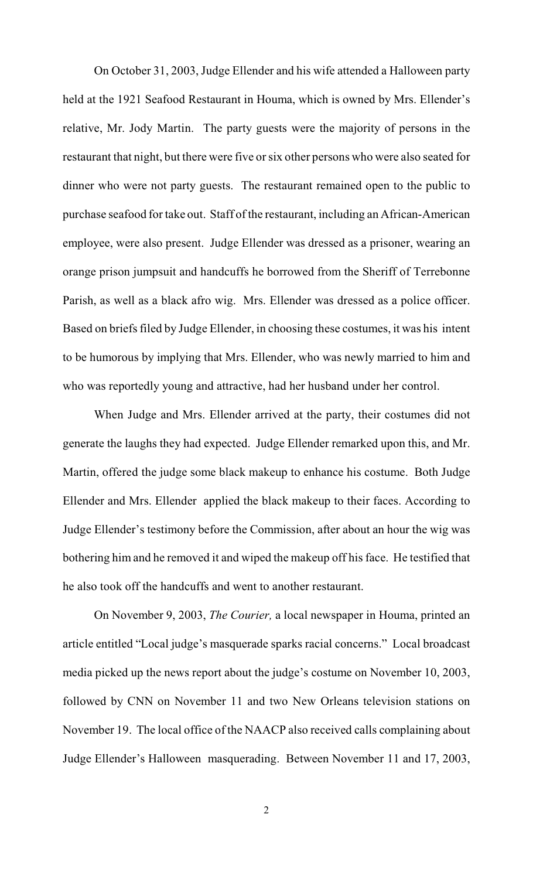On October 31, 2003, Judge Ellender and his wife attended a Halloween party held at the 1921 Seafood Restaurant in Houma, which is owned by Mrs. Ellender's relative, Mr. Jody Martin. The party guests were the majority of persons in the restaurant that night, but there were five or six other persons who were also seated for dinner who were not party guests. The restaurant remained open to the public to purchase seafood for take out. Staff of the restaurant, including an African-American employee, were also present. Judge Ellender was dressed as a prisoner, wearing an orange prison jumpsuit and handcuffs he borrowed from the Sheriff of Terrebonne Parish, as well as a black afro wig. Mrs. Ellender was dressed as a police officer. Based on briefs filed by Judge Ellender, in choosing these costumes, it was his intent to be humorous by implying that Mrs. Ellender, who was newly married to him and who was reportedly young and attractive, had her husband under her control.

When Judge and Mrs. Ellender arrived at the party, their costumes did not generate the laughs they had expected. Judge Ellender remarked upon this, and Mr. Martin, offered the judge some black makeup to enhance his costume. Both Judge Ellender and Mrs. Ellender applied the black makeup to their faces. According to Judge Ellender's testimony before the Commission, after about an hour the wig was bothering him and he removed it and wiped the makeup off his face. He testified that he also took off the handcuffs and went to another restaurant.

On November 9, 2003, *The Courier,* a local newspaper in Houma, printed an article entitled "Local judge's masquerade sparks racial concerns." Local broadcast media picked up the news report about the judge's costume on November 10, 2003, followed by CNN on November 11 and two New Orleans television stations on November 19. The local office of the NAACP also received calls complaining about Judge Ellender's Halloween masquerading. Between November 11 and 17, 2003,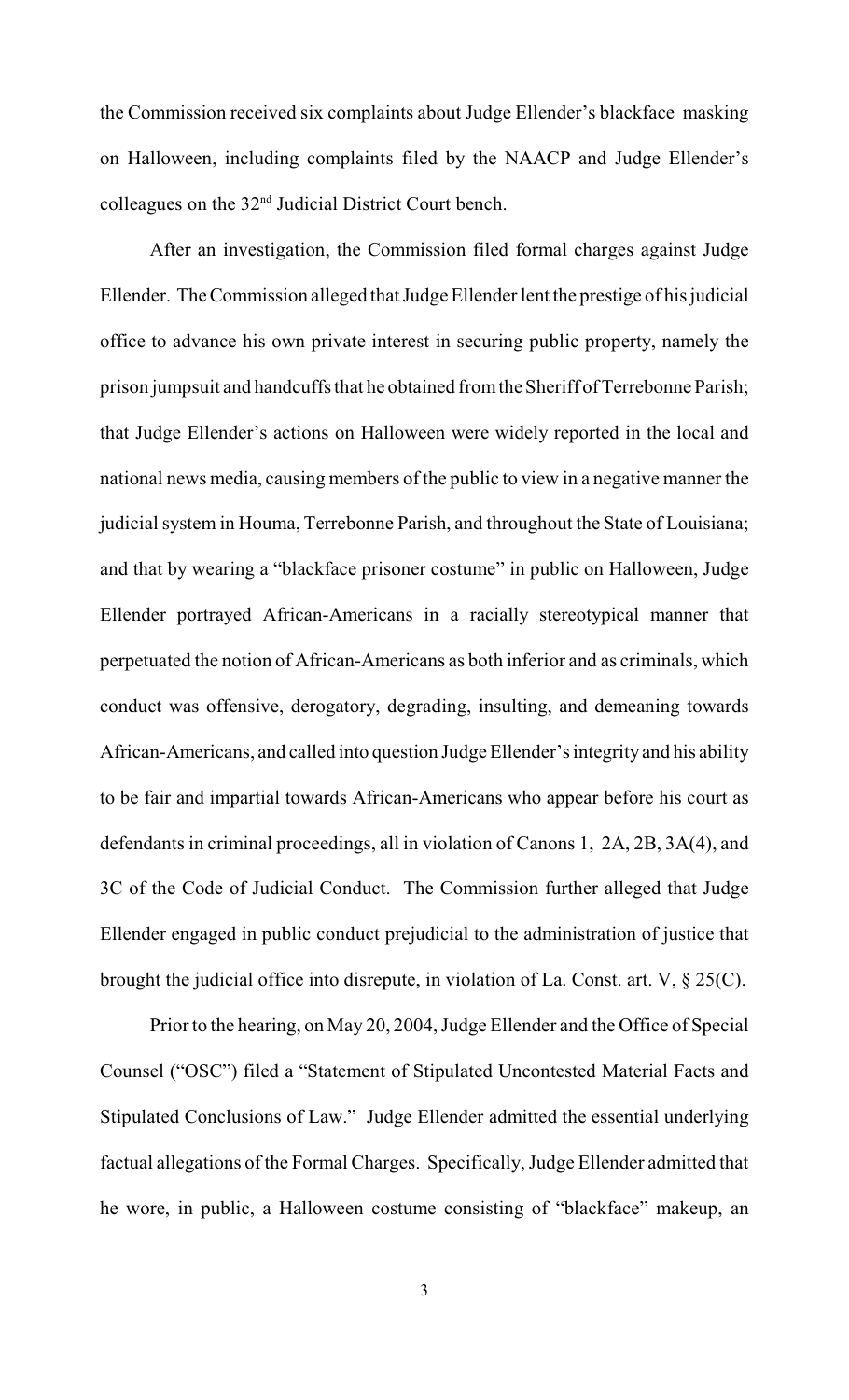the Commission received six complaints about Judge Ellender's blackface masking on Halloween, including complaints filed by the NAACP and Judge Ellender's colleagues on the 32nd Judicial District Court bench.

After an investigation, the Commission filed formal charges against Judge Ellender. The Commission alleged that Judge Ellender lent the prestige of his judicial office to advance his own private interest in securing public property, namely the prison jumpsuit and handcuffs that he obtained from the Sheriff of Terrebonne Parish; that Judge Ellender's actions on Halloween were widely reported in the local and national news media, causing members of the public to view in a negative manner the judicial system in Houma, Terrebonne Parish, and throughout the State of Louisiana; and that by wearing a "blackface prisoner costume" in public on Halloween, Judge Ellender portrayed African-Americans in a racially stereotypical manner that perpetuated the notion of African-Americans as both inferior and as criminals, which conduct was offensive, derogatory, degrading, insulting, and demeaning towards African-Americans, and called into question Judge Ellender's integrity and his ability to be fair and impartial towards African-Americans who appear before his court as defendants in criminal proceedings, all in violation of Canons 1, 2A, 2B, 3A(4), and 3C of the Code of Judicial Conduct. The Commission further alleged that Judge Ellender engaged in public conduct prejudicial to the administration of justice that brought the judicial office into disrepute, in violation of La. Const. art. V, § 25(C).

Prior to the hearing, on May 20, 2004, Judge Ellender and the Office of Special Counsel ("OSC") filed a "Statement of Stipulated Uncontested Material Facts and Stipulated Conclusions of Law." Judge Ellender admitted the essential underlying factual allegations of the Formal Charges. Specifically, Judge Ellender admitted that he wore, in public, a Halloween costume consisting of "blackface" makeup, an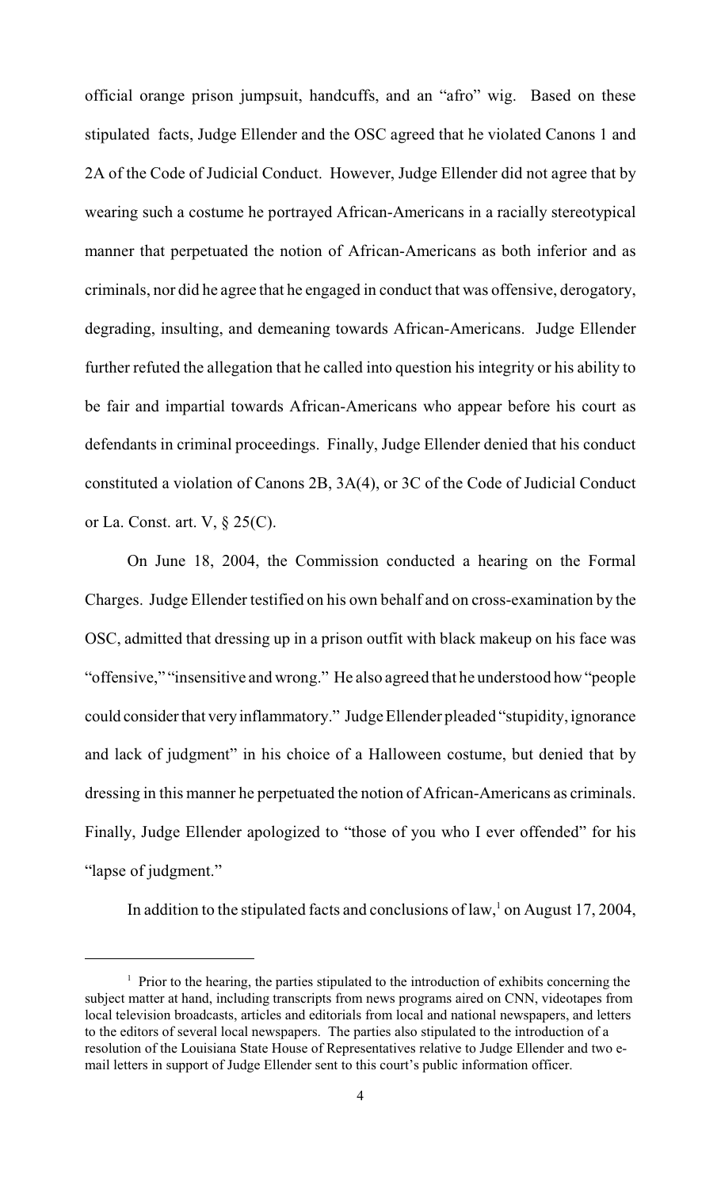official orange prison jumpsuit, handcuffs, and an "afro" wig. Based on these stipulated facts, Judge Ellender and the OSC agreed that he violated Canons 1 and 2A of the Code of Judicial Conduct. However, Judge Ellender did not agree that by wearing such a costume he portrayed African-Americans in a racially stereotypical manner that perpetuated the notion of African-Americans as both inferior and as criminals, nor did he agree that he engaged in conduct that was offensive, derogatory, degrading, insulting, and demeaning towards African-Americans. Judge Ellender further refuted the allegation that he called into question his integrity or his ability to be fair and impartial towards African-Americans who appear before his court as defendants in criminal proceedings. Finally, Judge Ellender denied that his conduct constituted a violation of Canons 2B, 3A(4), or 3C of the Code of Judicial Conduct or La. Const. art. V, § 25(C).

On June 18, 2004, the Commission conducted a hearing on the Formal Charges. Judge Ellender testified on his own behalf and on cross-examination by the OSC, admitted that dressing up in a prison outfit with black makeup on his face was "offensive," "insensitive and wrong." He also agreed that he understood how "people could consider that very inflammatory." Judge Ellender pleaded "stupidity, ignorance and lack of judgment" in his choice of a Halloween costume, but denied that by dressing in this manner he perpetuated the notion of African-Americans as criminals. Finally, Judge Ellender apologized to "those of you who I ever offended" for his "lapse of judgment."

In addition to the stipulated facts and conclusions of law,[1] on August 17, 2004,

[1] Prior to the hearing, the parties stipulated to the introduction of exhibits concerning the subject matter at hand, including transcripts from news programs aired on CNN, videotapes from local television broadcasts, articles and editorials from local and national newspapers, and letters to the editors of several local newspapers. The parties also stipulated to the introduction of a resolution of the Louisiana State House of Representatives relative to Judge Ellender and two e-mail letters in support of Judge Ellender sent to this court's public information officer.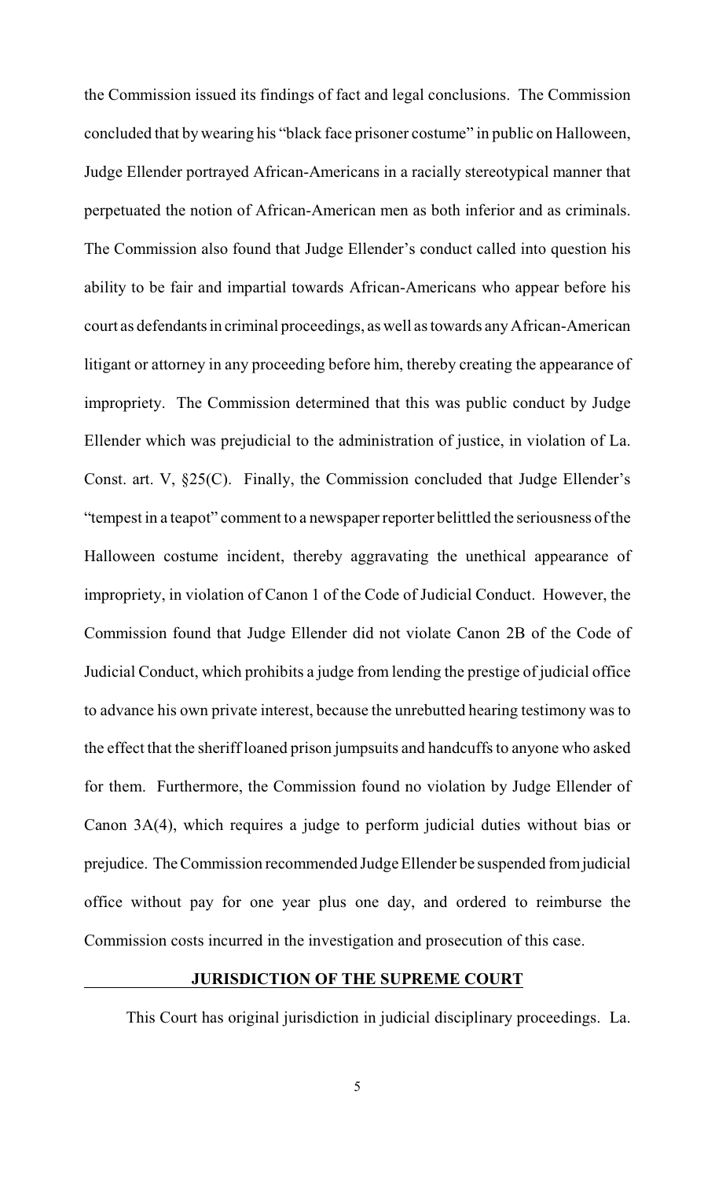the Commission issued its findings of fact and legal conclusions. The Commission concluded that by wearing his "black face prisoner costume" in public on Halloween, Judge Ellender portrayed African-Americans in a racially stereotypical manner that perpetuated the notion of African-American men as both inferior and as criminals. The Commission also found that Judge Ellender's conduct called into question his ability to be fair and impartial towards African-Americans who appear before his court as defendants in criminal proceedings, as well as towards any African-American litigant or attorney in any proceeding before him, thereby creating the appearance of impropriety. The Commission determined that this was public conduct by Judge Ellender which was prejudicial to the administration of justice, in violation of La. Const. art. V, §25(C). Finally, the Commission concluded that Judge Ellender's "tempest in a teapot" comment to a newspaper reporter belittled the seriousness of the Halloween costume incident, thereby aggravating the unethical appearance of impropriety, in violation of Canon 1 of the Code of Judicial Conduct. However, the Commission found that Judge Ellender did not violate Canon 2B of the Code of Judicial Conduct, which prohibits a judge from lending the prestige of judicial office to advance his own private interest, because the unrebutted hearing testimony was to the effect that the sheriff loaned prison jumpsuits and handcuffs to anyone who asked for them. Furthermore, the Commission found no violation by Judge Ellender of Canon 3A(4), which requires a judge to perform judicial duties without bias or prejudice. The Commission recommended Judge Ellender be suspended from judicial office without pay for one year plus one day, and ordered to reimburse the Commission costs incurred in the investigation and prosecution of this case.

## JURISDICTION OF THE SUPREME COURT

This Court has original jurisdiction in judicial disciplinary proceedings. La.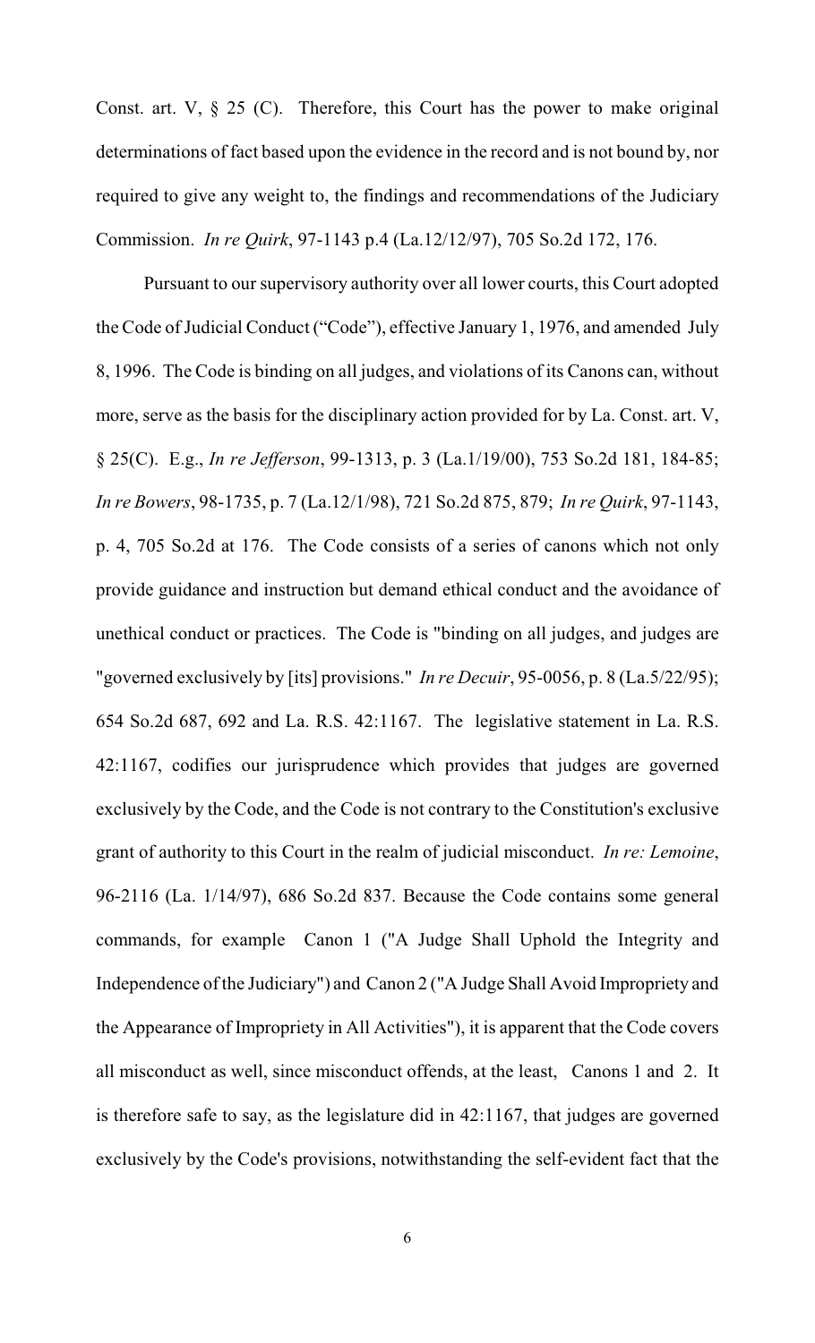Const. art. V, § 25 (C). Therefore, this Court has the power to make original determinations of fact based upon the evidence in the record and is not bound by, nor required to give any weight to, the findings and recommendations of the Judiciary Commission. *In re Quirk*, 97-1143 p.4 (La.12/12/97), 705 So.2d 172, 176.

Pursuant to our supervisory authority over all lower courts, this Court adopted the Code of Judicial Conduct ("Code"), effective January 1, 1976, and amended July 8, 1996. The Code is binding on all judges, and violations of its Canons can, without more, serve as the basis for the disciplinary action provided for by La. Const. art. V, § 25(C). E.g., *In re Jefferson*, 99-1313, p. 3 (La.1/19/00), 753 So.2d 181, 184-85; *In re Bowers*, 98-1735, p. 7 (La.12/1/98), 721 So.2d 875, 879; *In re Quirk*, 97-1143, p. 4, 705 So.2d at 176. The Code consists of a series of canons which not only provide guidance and instruction but demand ethical conduct and the avoidance of unethical conduct or practices. The Code is "binding on all judges, and judges are "governed exclusively by [its] provisions." *In re Decuir*, 95-0056, p. 8 (La.5/22/95); 654 So.2d 687, 692 and La. R.S. 42:1167. The legislative statement in La. R.S. 42:1167, codifies our jurisprudence which provides that judges are governed exclusively by the Code, and the Code is not contrary to the Constitution's exclusive grant of authority to this Court in the realm of judicial misconduct. *In re: Lemoine*, 96-2116 (La. 1/14/97), 686 So.2d 837. Because the Code contains some general commands, for example Canon 1 ("A Judge Shall Uphold the Integrity and Independence of the Judiciary") and Canon 2 ("A Judge Shall Avoid Impropriety and the Appearance of Impropriety in All Activities"), it is apparent that the Code covers all misconduct as well, since misconduct offends, at the least, Canons 1 and 2. It is therefore safe to say, as the legislature did in 42:1167, that judges are governed exclusively by the Code's provisions, notwithstanding the self-evident fact that the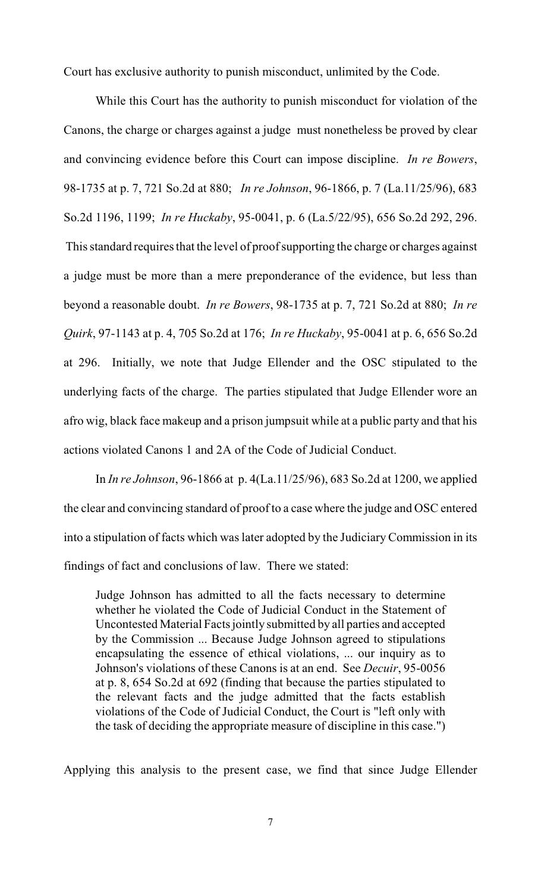Court has exclusive authority to punish misconduct, unlimited by the Code.

While this Court has the authority to punish misconduct for violation of the Canons, the charge or charges against a judge must nonetheless be proved by clear and convincing evidence before this Court can impose discipline. *In re Bowers*, 98-1735 at p. 7, 721 So.2d at 880; *In re Johnson*, 96-1866, p. 7 (La.11/25/96), 683 So.2d 1196, 1199; *In re Huckaby*, 95-0041, p. 6 (La.5/22/95), 656 So.2d 292, 296. This standard requires that the level of proof supporting the charge or charges against a judge must be more than a mere preponderance of the evidence, but less than beyond a reasonable doubt. *In re Bowers*, 98-1735 at p. 7, 721 So.2d at 880; *In re Quirk*, 97-1143 at p. 4, 705 So.2d at 176; *In re Huckaby*, 95-0041 at p. 6, 656 So.2d at 296. Initially, we note that Judge Ellender and the OSC stipulated to the underlying facts of the charge. The parties stipulated that Judge Ellender wore an afro wig, black face makeup and a prison jumpsuit while at a public party and that his actions violated Canons 1 and 2A of the Code of Judicial Conduct.

In *In re Johnson*, 96-1866 at p. 4(La.11/25/96), 683 So.2d at 1200, we applied the clear and convincing standard of proof to a case where the judge and OSC entered into a stipulation of facts which was later adopted by the Judiciary Commission in its findings of fact and conclusions of law. There we stated:

> Judge Johnson has admitted to all the facts necessary to determine whether he violated the Code of Judicial Conduct in the Statement of Uncontested Material Facts jointly submitted by all parties and accepted by the Commission ... Because Judge Johnson agreed to stipulations encapsulating the essence of ethical violations, ... our inquiry as to Johnson's violations of these Canons is at an end. See *Decuir*, 95-0056 at p. 8, 654 So.2d at 692 (finding that because the parties stipulated to the relevant facts and the judge admitted that the facts establish violations of the Code of Judicial Conduct, the Court is "left only with the task of deciding the appropriate measure of discipline in this case.")

Applying this analysis to the present case, we find that since Judge Ellender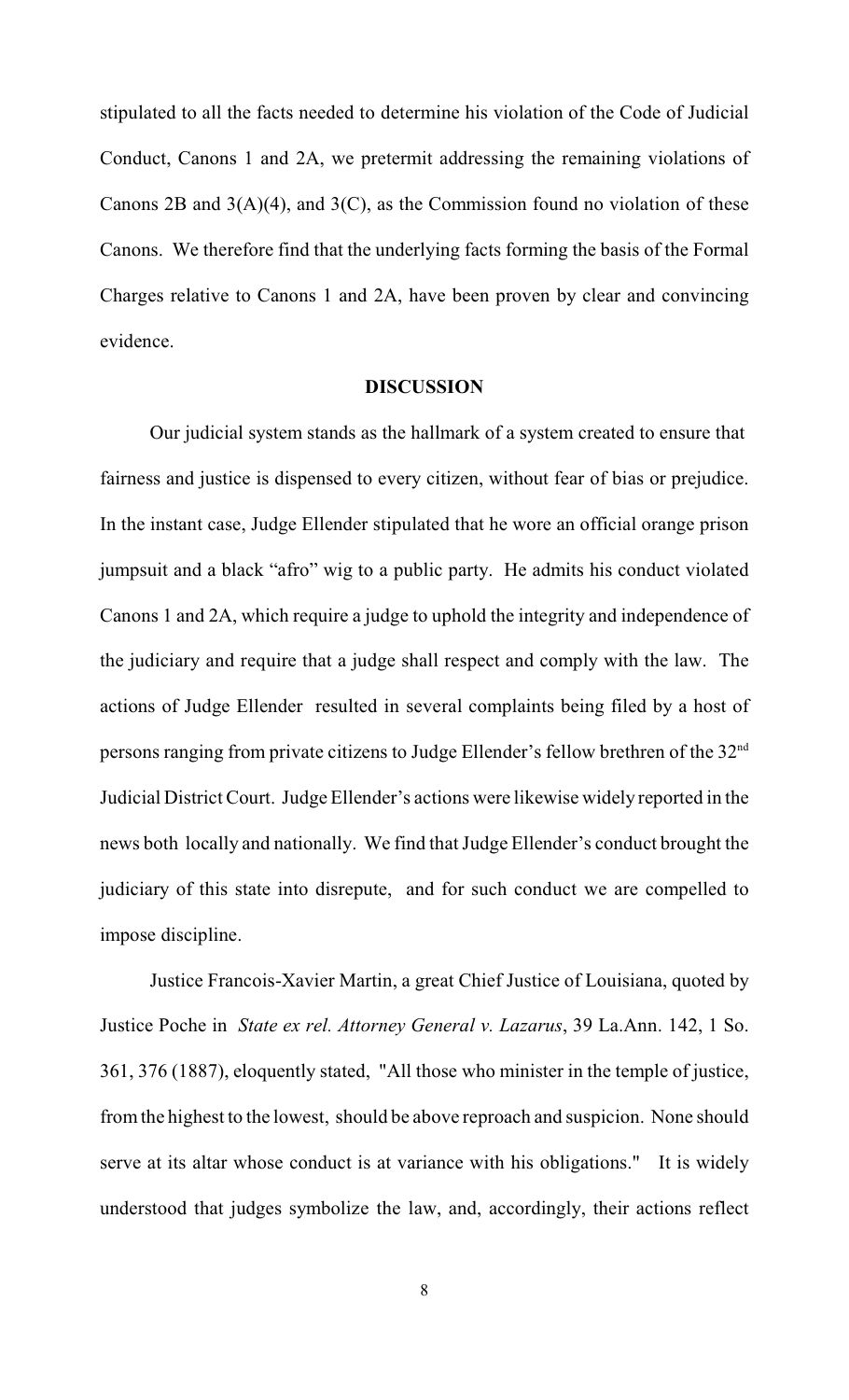stipulated to all the facts needed to determine his violation of the Code of Judicial Conduct, Canons 1 and 2A, we pretermit addressing the remaining violations of Canons 2B and 3(A)(4), and 3(C), as the Commission found no violation of these Canons. We therefore find that the underlying facts forming the basis of the Formal Charges relative to Canons 1 and 2A, have been proven by clear and convincing evidence.

## DISCUSSION

Our judicial system stands as the hallmark of a system created to ensure that fairness and justice is dispensed to every citizen, without fear of bias or prejudice. In the instant case, Judge Ellender stipulated that he wore an official orange prison jumpsuit and a black "afro" wig to a public party. He admits his conduct violated Canons 1 and 2A, which require a judge to uphold the integrity and independence of the judiciary and require that a judge shall respect and comply with the law. The actions of Judge Ellender resulted in several complaints being filed by a host of persons ranging from private citizens to Judge Ellender's fellow brethren of the 32nd Judicial District Court. Judge Ellender's actions were likewise widely reported in the news both locally and nationally. We find that Judge Ellender's conduct brought the judiciary of this state into disrepute, and for such conduct we are compelled to impose discipline.

Justice Francois-Xavier Martin, a great Chief Justice of Louisiana, quoted by Justice Poche in *State ex rel. Attorney General v. Lazarus*, 39 La.Ann. 142, 1 So. 361, 376 (1887), eloquently stated, "All those who minister in the temple of justice, from the highest to the lowest, should be above reproach and suspicion. None should serve at its altar whose conduct is at variance with his obligations." It is widely understood that judges symbolize the law, and, accordingly, their actions reflect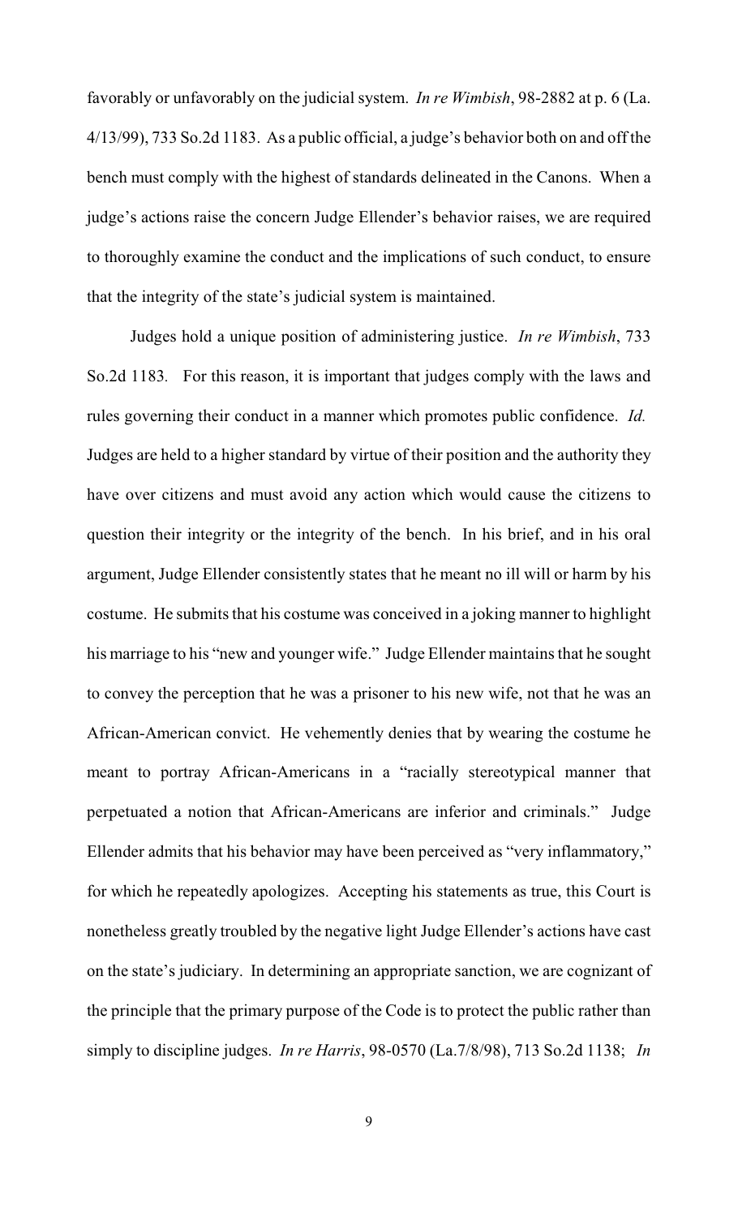favorably or unfavorably on the judicial system. *In re Wimbish*, 98-2882 at p. 6 (La. 4/13/99), 733 So.2d 1183. As a public official, a judge's behavior both on and off the bench must comply with the highest of standards delineated in the Canons. When a judge's actions raise the concern Judge Ellender's behavior raises, we are required to thoroughly examine the conduct and the implications of such conduct, to ensure that the integrity of the state's judicial system is maintained.

Judges hold a unique position of administering justice. *In re Wimbish*, 733 So.2d 1183. For this reason, it is important that judges comply with the laws and rules governing their conduct in a manner which promotes public confidence. *Id.* Judges are held to a higher standard by virtue of their position and the authority they have over citizens and must avoid any action which would cause the citizens to question their integrity or the integrity of the bench. In his brief, and in his oral argument, Judge Ellender consistently states that he meant no ill will or harm by his costume. He submits that his costume was conceived in a joking manner to highlight his marriage to his "new and younger wife." Judge Ellender maintains that he sought to convey the perception that he was a prisoner to his new wife, not that he was an African-American convict. He vehemently denies that by wearing the costume he meant to portray African-Americans in a "racially stereotypical manner that perpetuated a notion that African-Americans are inferior and criminals." Judge Ellender admits that his behavior may have been perceived as "very inflammatory," for which he repeatedly apologizes. Accepting his statements as true, this Court is nonetheless greatly troubled by the negative light Judge Ellender's actions have cast on the state's judiciary. In determining an appropriate sanction, we are cognizant of the principle that the primary purpose of the Code is to protect the public rather than simply to discipline judges. *In re Harris*, 98-0570 (La.7/8/98), 713 So.2d 1138; *In*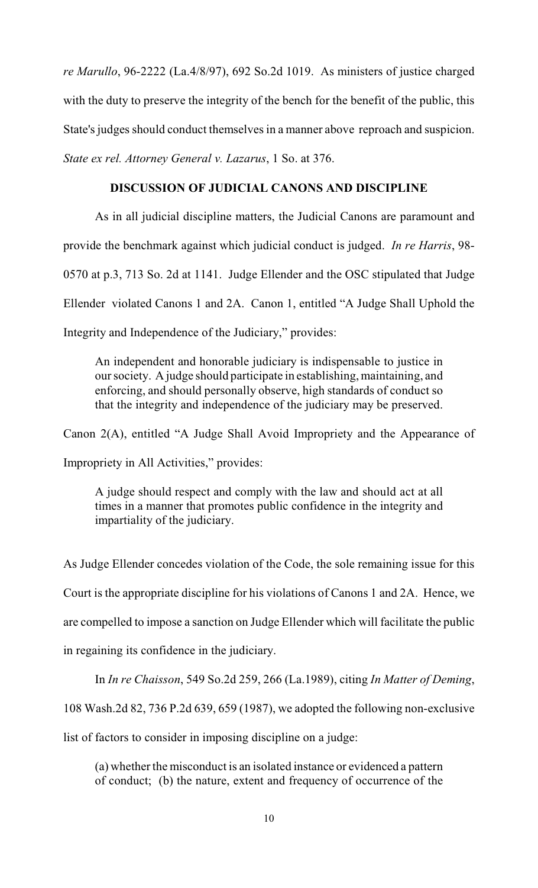*re Marullo*, 96-2222 (La.4/8/97), 692 So.2d 1019. As ministers of justice charged with the duty to preserve the integrity of the bench for the benefit of the public, this State's judges should conduct themselves in a manner above reproach and suspicion. *State ex rel. Attorney General v. Lazarus*, 1 So. at 376.

## DISCUSSION OF JUDICIAL CANONS AND DISCIPLINE

As in all judicial discipline matters, the Judicial Canons are paramount and provide the benchmark against which judicial conduct is judged. *In re Harris*, 98-0570 at p.3, 713 So. 2d at 1141. Judge Ellender and the OSC stipulated that Judge Ellender violated Canons 1 and 2A. Canon 1, entitled "A Judge Shall Uphold the Integrity and Independence of the Judiciary," provides:

> An independent and honorable judiciary is indispensable to justice in our society. A judge should participate in establishing, maintaining, and enforcing, and should personally observe, high standards of conduct so that the integrity and independence of the judiciary may be preserved.

Canon 2(A), entitled "A Judge Shall Avoid Impropriety and the Appearance of Impropriety in All Activities," provides:

> A judge should respect and comply with the law and should act at all times in a manner that promotes public confidence in the integrity and impartiality of the judiciary.

As Judge Ellender concedes violation of the Code, the sole remaining issue for this Court is the appropriate discipline for his violations of Canons 1 and 2A. Hence, we are compelled to impose a sanction on Judge Ellender which will facilitate the public in regaining its confidence in the judiciary.

In *In re Chaisson*, 549 So.2d 259, 266 (La.1989), citing *In Matter of Deming*, 108 Wash.2d 82, 736 P.2d 639, 659 (1987), we adopted the following non-exclusive list of factors to consider in imposing discipline on a judge:

> (a) whether the misconduct is an isolated instance or evidenced a pattern of conduct; (b) the nature, extent and frequency of occurrence of the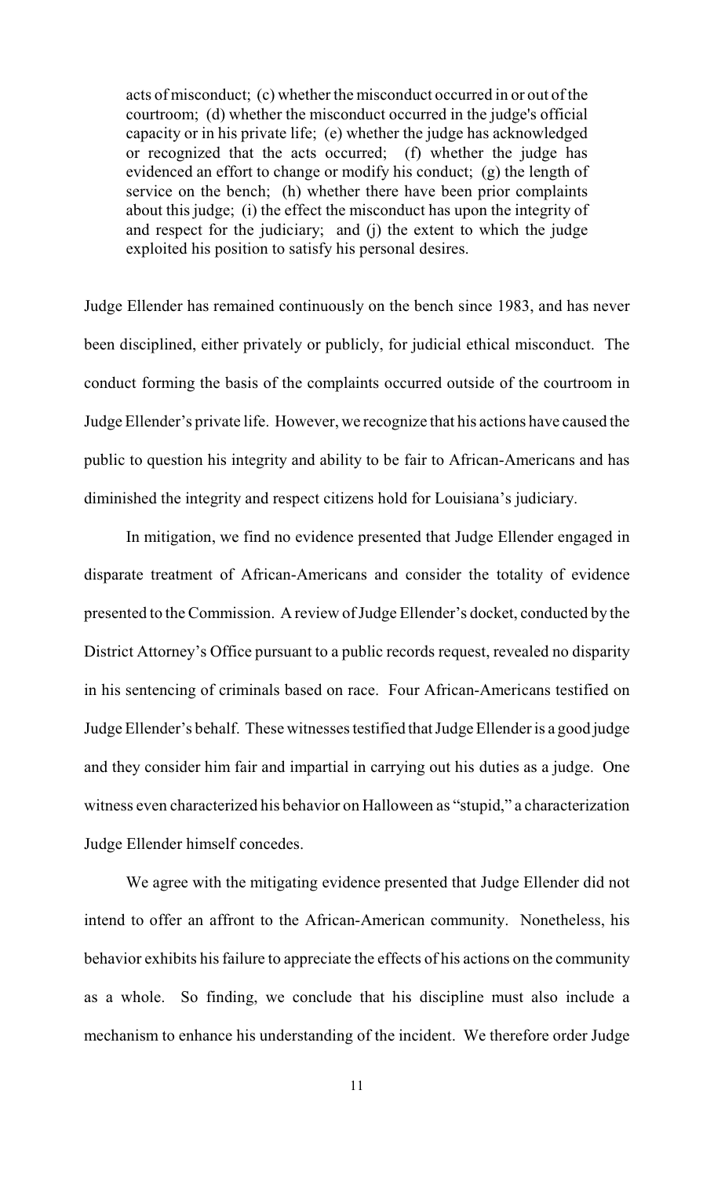acts of misconduct; (c) whether the misconduct occurred in or out of the courtroom; (d) whether the misconduct occurred in the judge's official capacity or in his private life; (e) whether the judge has acknowledged or recognized that the acts occurred; (f) whether the judge has evidenced an effort to change or modify his conduct; (g) the length of service on the bench; (h) whether there have been prior complaints about this judge; (i) the effect the misconduct has upon the integrity of and respect for the judiciary; and (j) the extent to which the judge exploited his position to satisfy his personal desires.

Judge Ellender has remained continuously on the bench since 1983, and has never been disciplined, either privately or publicly, for judicial ethical misconduct. The conduct forming the basis of the complaints occurred outside of the courtroom in Judge Ellender's private life. However, we recognize that his actions have caused the public to question his integrity and ability to be fair to African-Americans and has diminished the integrity and respect citizens hold for Louisiana's judiciary.

In mitigation, we find no evidence presented that Judge Ellender engaged in disparate treatment of African-Americans and consider the totality of evidence presented to the Commission. A review of Judge Ellender's docket, conducted by the District Attorney's Office pursuant to a public records request, revealed no disparity in his sentencing of criminals based on race. Four African-Americans testified on Judge Ellender's behalf. These witnesses testified that Judge Ellender is a good judge and they consider him fair and impartial in carrying out his duties as a judge. One witness even characterized his behavior on Halloween as "stupid," a characterization Judge Ellender himself concedes.

We agree with the mitigating evidence presented that Judge Ellender did not intend to offer an affront to the African-American community. Nonetheless, his behavior exhibits his failure to appreciate the effects of his actions on the community as a whole. So finding, we conclude that his discipline must also include a mechanism to enhance his understanding of the incident. We therefore order Judge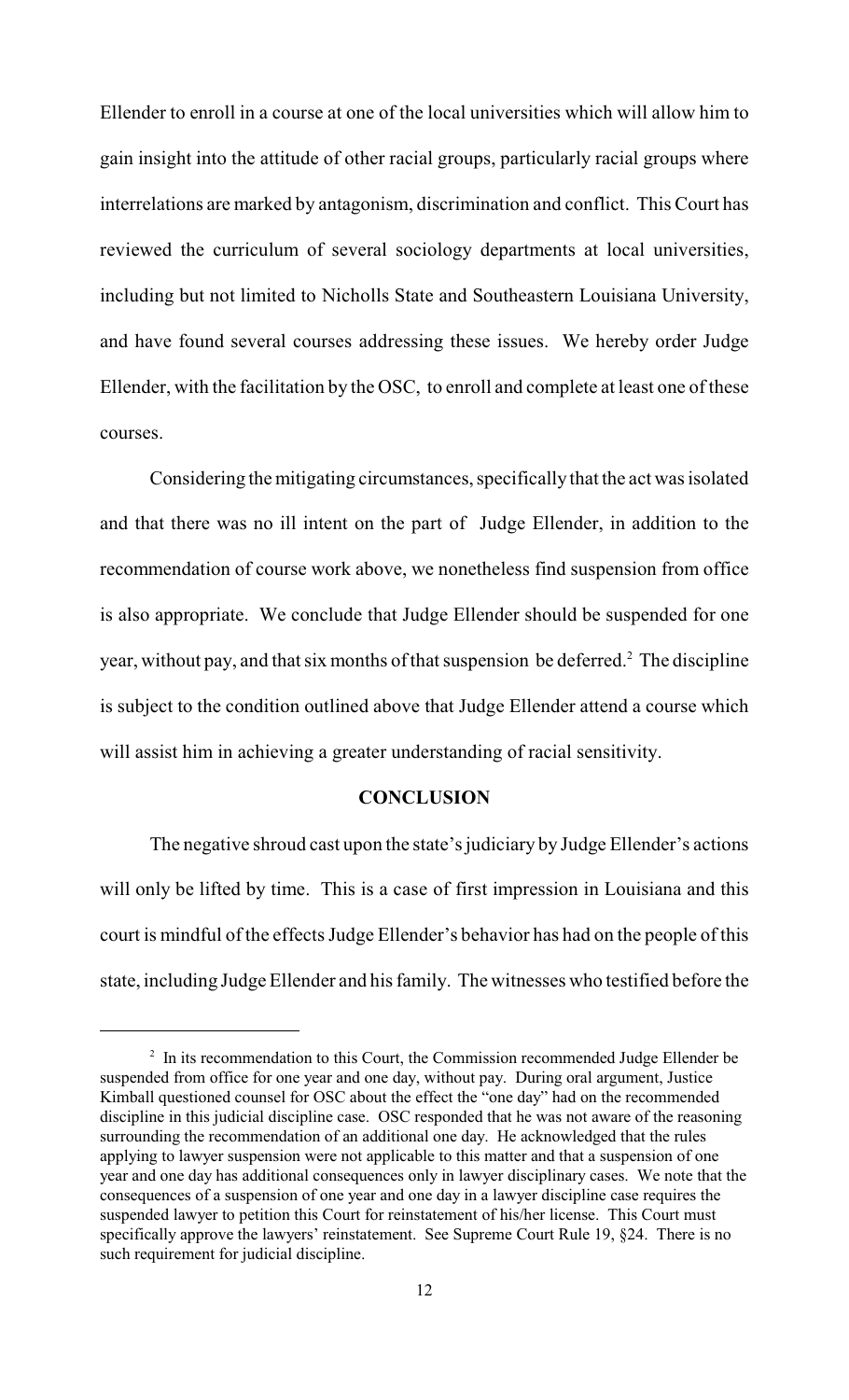Ellender to enroll in a course at one of the local universities which will allow him to gain insight into the attitude of other racial groups, particularly racial groups where interrelations are marked by antagonism, discrimination and conflict. This Court has reviewed the curriculum of several sociology departments at local universities, including but not limited to Nicholls State and Southeastern Louisiana University, and have found several courses addressing these issues. We hereby order Judge Ellender, with the facilitation by the OSC, to enroll and complete at least one of these courses.

Considering the mitigating circumstances, specifically that the act was isolated and that there was no ill intent on the part of Judge Ellender, in addition to the recommendation of course work above, we nonetheless find suspension from office is also appropriate. We conclude that Judge Ellender should be suspended for one year, without pay, and that six months of that suspension be deferred.[2] The discipline is subject to the condition outlined above that Judge Ellender attend a course which will assist him in achieving a greater understanding of racial sensitivity.

## CONCLUSION

The negative shroud cast upon the state's judiciary by Judge Ellender's actions will only be lifted by time. This is a case of first impression in Louisiana and this court is mindful of the effects Judge Ellender's behavior has had on the people of this state, including Judge Ellender and his family. The witnesses who testified before the

---

[2] In its recommendation to this Court, the Commission recommended Judge Ellender be suspended from office for one year and one day, without pay. During oral argument, Justice Kimball questioned counsel for OSC about the effect the "one day" had on the recommended discipline in this judicial discipline case. OSC responded that he was not aware of the reasoning surrounding the recommendation of an additional one day. He acknowledged that the rules applying to lawyer suspension were not applicable to this matter and that a suspension of one year and one day has additional consequences only in lawyer disciplinary cases. We note that the consequences of a suspension of one year and one day in a lawyer discipline case requires the suspended lawyer to petition this Court for reinstatement of his/her license. This Court must specifically approve the lawyers' reinstatement. See Supreme Court Rule 19, §24. There is no such requirement for judicial discipline.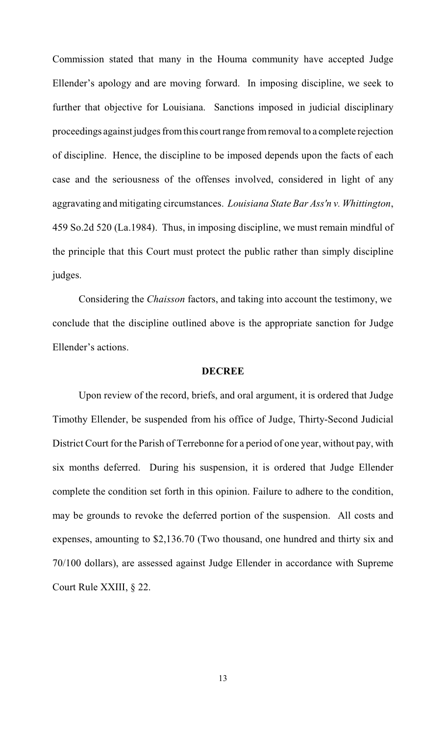Commission stated that many in the Houma community have accepted Judge Ellender's apology and are moving forward. In imposing discipline, we seek to further that objective for Louisiana. Sanctions imposed in judicial disciplinary proceedings against judges from this court range from removal to a complete rejection of discipline. Hence, the discipline to be imposed depends upon the facts of each case and the seriousness of the offenses involved, considered in light of any aggravating and mitigating circumstances. *Louisiana State Bar Ass'n v. Whittington*, 459 So.2d 520 (La.1984). Thus, in imposing discipline, we must remain mindful of the principle that this Court must protect the public rather than simply discipline judges.

Considering the *Chaisson* factors, and taking into account the testimony, we conclude that the discipline outlined above is the appropriate sanction for Judge Ellender's actions.

## DECREE

Upon review of the record, briefs, and oral argument, it is ordered that Judge Timothy Ellender, be suspended from his office of Judge, Thirty-Second Judicial District Court for the Parish of Terrebonne for a period of one year, without pay, with six months deferred. During his suspension, it is ordered that Judge Ellender complete the condition set forth in this opinion. Failure to adhere to the condition, may be grounds to revoke the deferred portion of the suspension. All costs and expenses, amounting to $2,136.70 (Two thousand, one hundred and thirty six and 70/100 dollars), are assessed against Judge Ellender in accordance with Supreme Court Rule XXIII, § 22.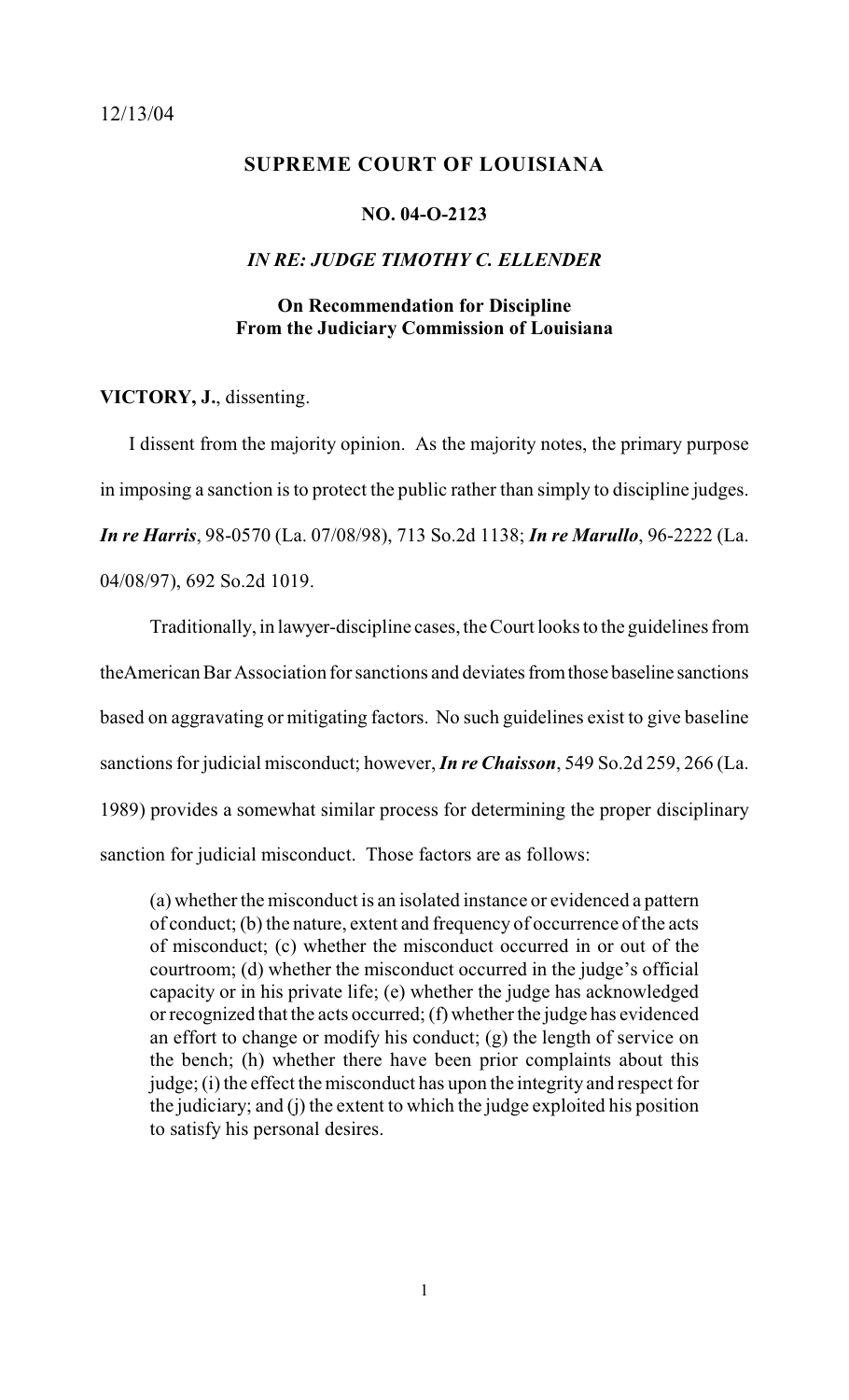12/13/04

**SUPREME COURT OF LOUISIANA**

**NO. 04-O-2123**

***IN RE: JUDGE TIMOTHY C. ELLENDER***

**On Recommendation for Discipline**
**From the Judiciary Commission of Louisiana**

**VICTORY, J.**, dissenting.

I dissent from the majority opinion. As the majority notes, the primary purpose in imposing a sanction is to protect the public rather than simply to discipline judges. ***In re Harris***, 98-0570 (La. 07/08/98), 713 So.2d 1138; ***In re Marullo***, 96-2222 (La. 04/08/97), 692 So.2d 1019.

Traditionally, in lawyer-discipline cases, the Court looks to the guidelines from theAmerican Bar Association for sanctions and deviates from those baseline sanctions based on aggravating or mitigating factors. No such guidelines exist to give baseline sanctions for judicial misconduct; however, ***In re Chaisson***, 549 So.2d 259, 266 (La. 1989) provides a somewhat similar process for determining the proper disciplinary sanction for judicial misconduct. Those factors are as follows:

> (a) whether the misconduct is an isolated instance or evidenced a pattern of conduct; (b) the nature, extent and frequency of occurrence of the acts of misconduct; (c) whether the misconduct occurred in or out of the courtroom; (d) whether the misconduct occurred in the judge's official capacity or in his private life; (e) whether the judge has acknowledged or recognized that the acts occurred; (f) whether the judge has evidenced an effort to change or modify his conduct; (g) the length of service on the bench; (h) whether there have been prior complaints about this judge; (i) the effect the misconduct has upon the integrity and respect for the judiciary; and (j) the extent to which the judge exploited his position to satisfy his personal desires.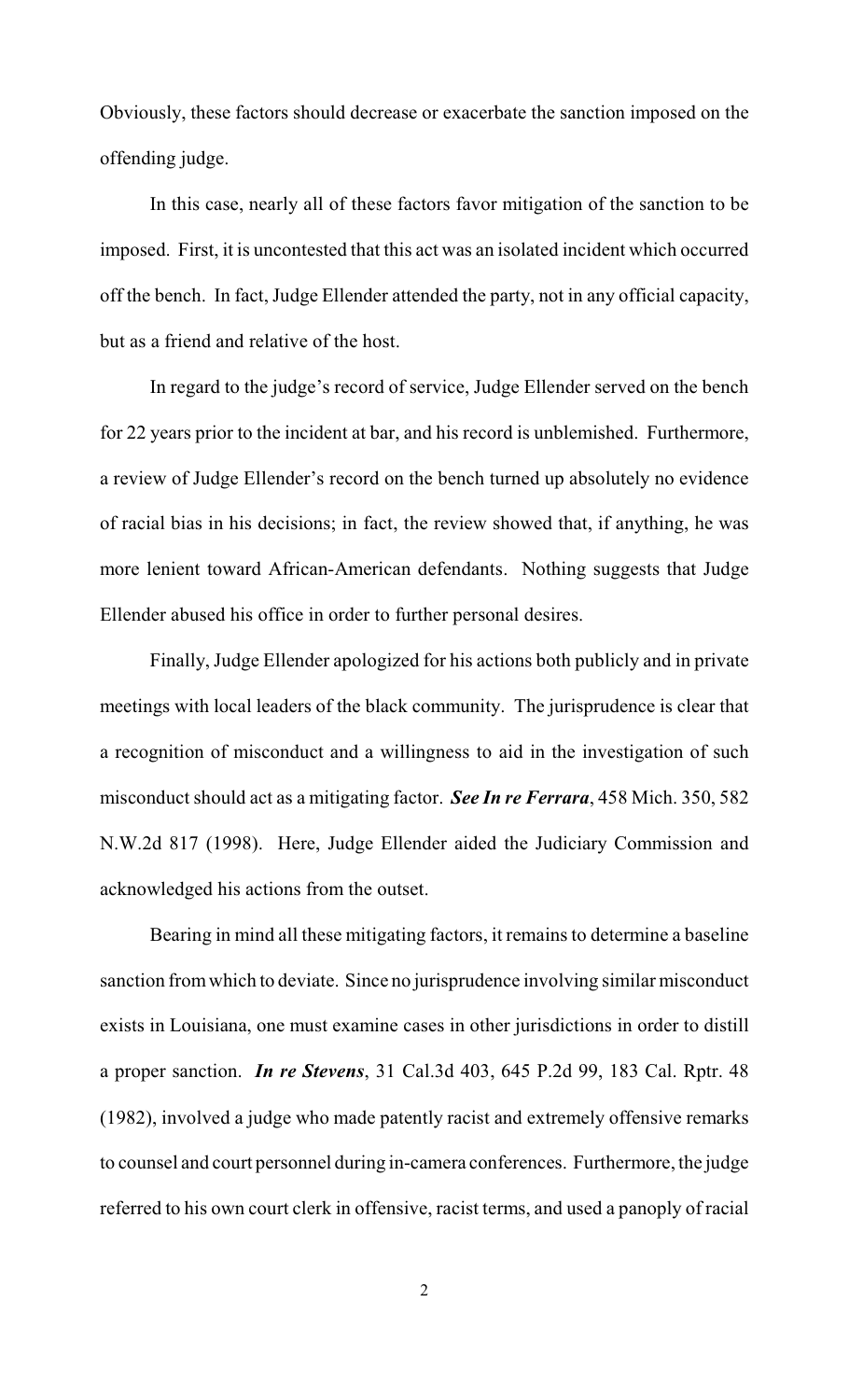Obviously, these factors should decrease or exacerbate the sanction imposed on the offending judge.

In this case, nearly all of these factors favor mitigation of the sanction to be imposed. First, it is uncontested that this act was an isolated incident which occurred off the bench. In fact, Judge Ellender attended the party, not in any official capacity, but as a friend and relative of the host.

In regard to the judge's record of service, Judge Ellender served on the bench for 22 years prior to the incident at bar, and his record is unblemished. Furthermore, a review of Judge Ellender's record on the bench turned up absolutely no evidence of racial bias in his decisions; in fact, the review showed that, if anything, he was more lenient toward African-American defendants. Nothing suggests that Judge Ellender abused his office in order to further personal desires.

Finally, Judge Ellender apologized for his actions both publicly and in private meetings with local leaders of the black community. The jurisprudence is clear that a recognition of misconduct and a willingness to aid in the investigation of such misconduct should act as a mitigating factor. ***See In re Ferrara***, 458 Mich. 350, 582 N.W.2d 817 (1998). Here, Judge Ellender aided the Judiciary Commission and acknowledged his actions from the outset.

Bearing in mind all these mitigating factors, it remains to determine a baseline sanction from which to deviate. Since no jurisprudence involving similar misconduct exists in Louisiana, one must examine cases in other jurisdictions in order to distill a proper sanction. ***In re Stevens***, 31 Cal.3d 403, 645 P.2d 99, 183 Cal. Rptr. 48 (1982), involved a judge who made patently racist and extremely offensive remarks to counsel and court personnel during in-camera conferences. Furthermore, the judge referred to his own court clerk in offensive, racist terms, and used a panoply of racial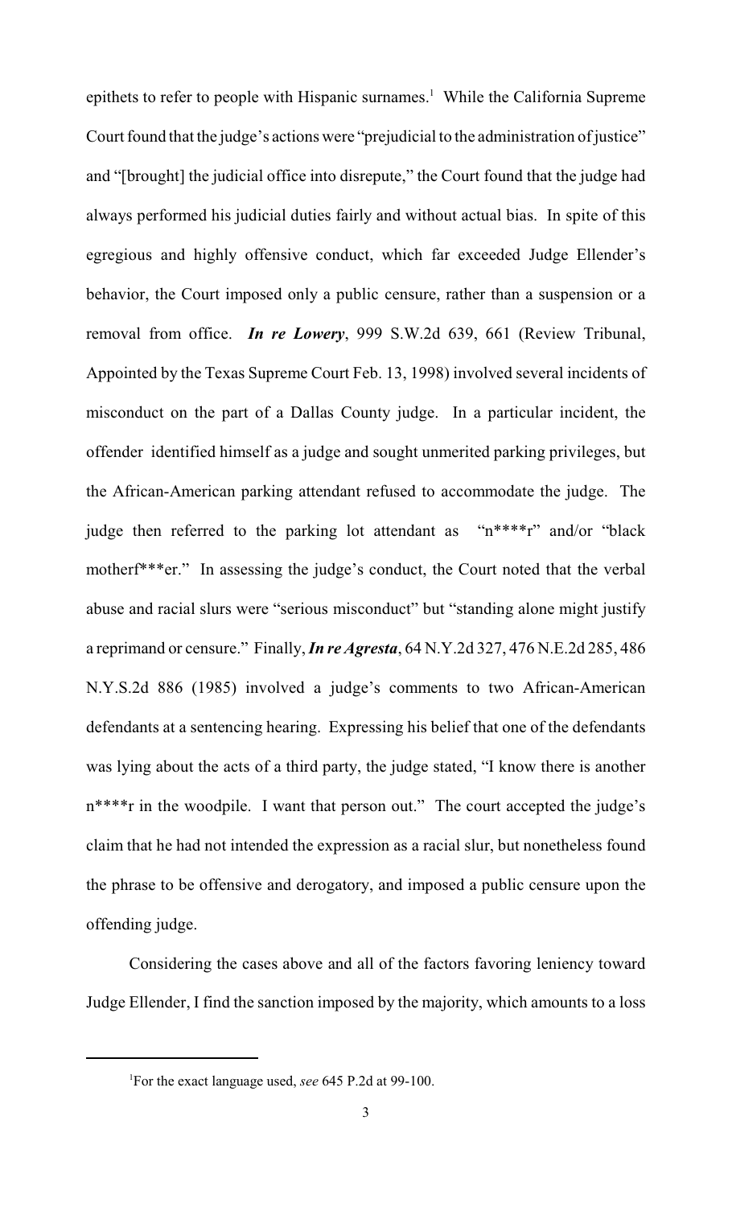epithets to refer to people with Hispanic surnames.[1] While the California Supreme Court found that the judge's actions were "prejudicial to the administration of justice" and "[brought] the judicial office into disrepute," the Court found that the judge had always performed his judicial duties fairly and without actual bias. In spite of this egregious and highly offensive conduct, which far exceeded Judge Ellender's behavior, the Court imposed only a public censure, rather than a suspension or a removal from office. ***In re Lowery***, 999 S.W.2d 639, 661 (Review Tribunal, Appointed by the Texas Supreme Court Feb. 13, 1998) involved several incidents of misconduct on the part of a Dallas County judge. In a particular incident, the offender identified himself as a judge and sought unmerited parking privileges, but the African-American parking attendant refused to accommodate the judge. The judge then referred to the parking lot attendant as "n****r" and/or "black motherf***er." In assessing the judge's conduct, the Court noted that the verbal abuse and racial slurs were "serious misconduct" but "standing alone might justify a reprimand or censure." Finally, ***In re Agresta***, 64 N.Y.2d 327, 476 N.E.2d 285, 486 N.Y.S.2d 886 (1985) involved a judge's comments to two African-American defendants at a sentencing hearing. Expressing his belief that one of the defendants was lying about the acts of a third party, the judge stated, "I know there is another n****r in the woodpile. I want that person out." The court accepted the judge's claim that he had not intended the expression as a racial slur, but nonetheless found the phrase to be offensive and derogatory, and imposed a public censure upon the offending judge.

Considering the cases above and all of the factors favoring leniency toward Judge Ellender, I find the sanction imposed by the majority, which amounts to a loss

---

[1] For the exact language used, *see* 645 P.2d at 99-100.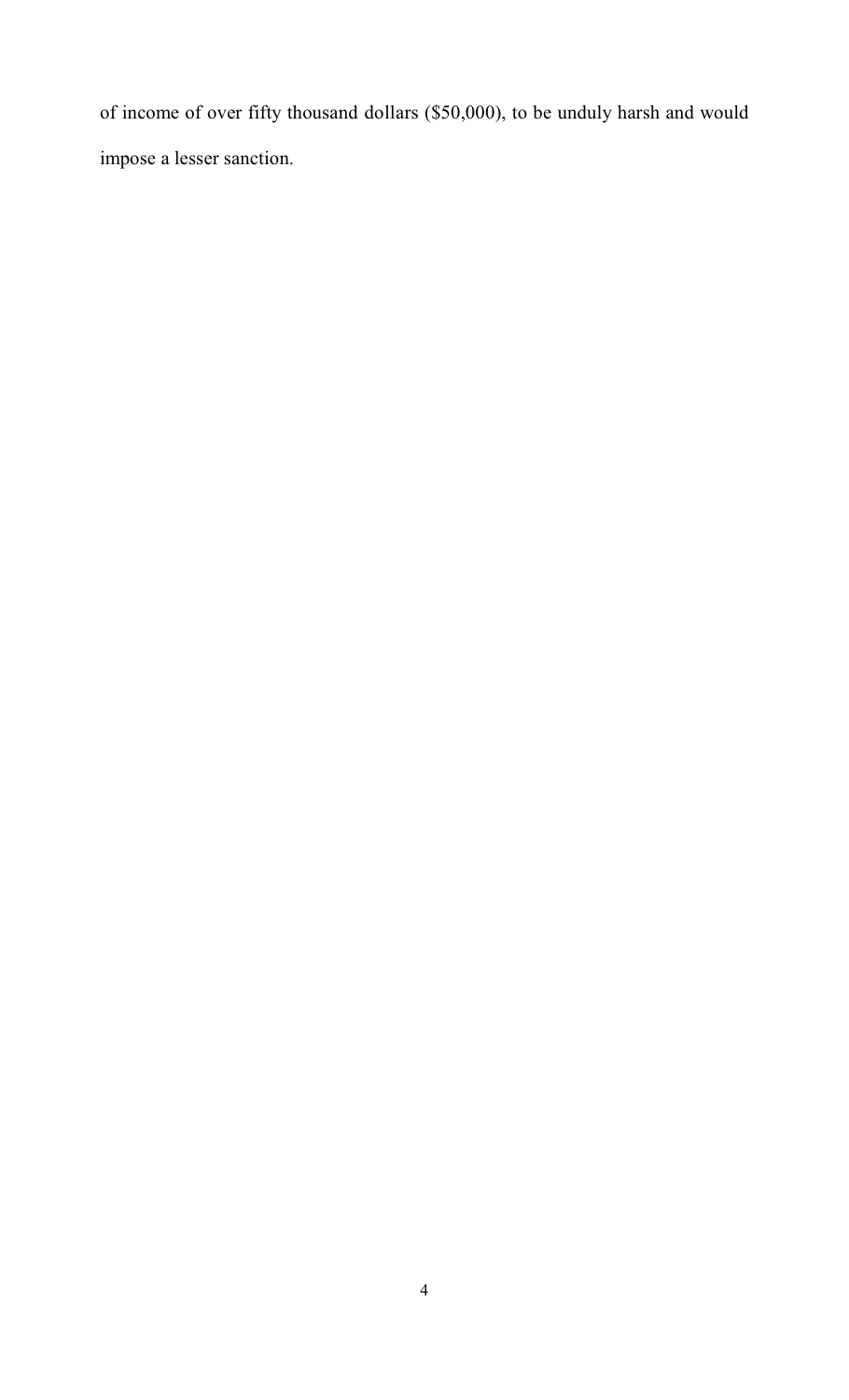of income of over fifty thousand dollars ($50,000), to be unduly harsh and would impose a lesser sanction.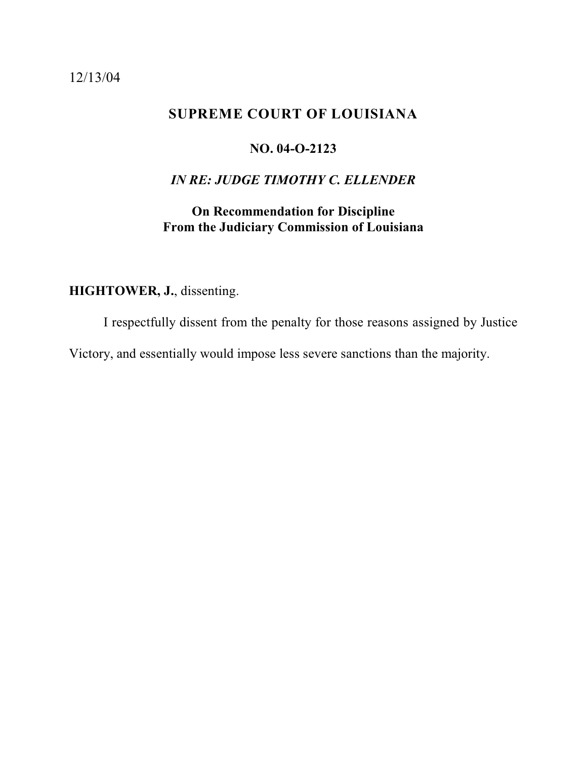12/13/04

## SUPREME COURT OF LOUISIANA

### NO. 04-O-2123

### *IN RE: JUDGE TIMOTHY C. ELLENDER*

**On Recommendation for Discipline**
**From the Judiciary Commission of Louisiana**

**HIGHTOWER, J.**, dissenting.

I respectfully dissent from the penalty for those reasons assigned by Justice Victory, and essentially would impose less severe sanctions than the majority.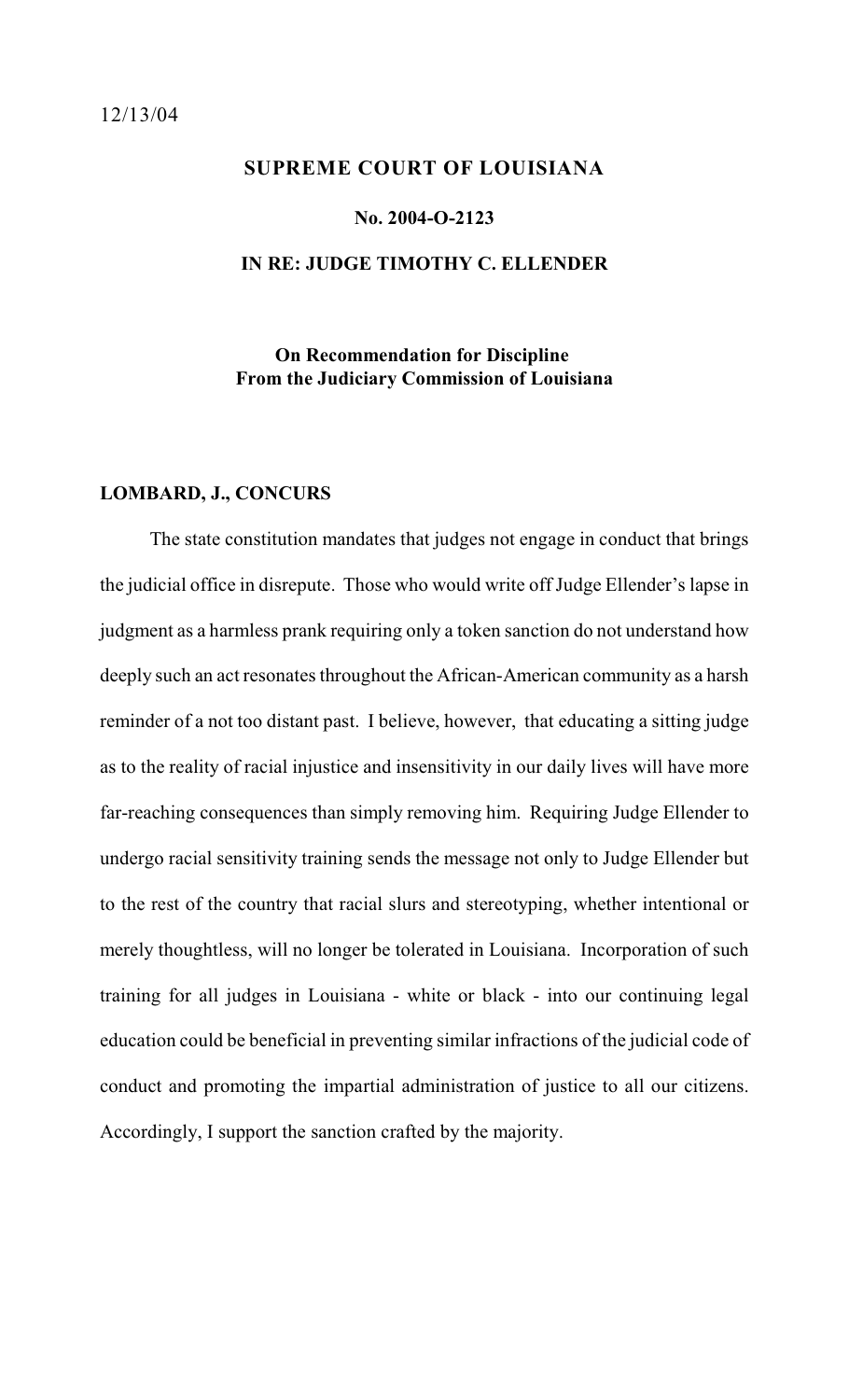12/13/04

## SUPREME COURT OF LOUISIANA

## No. 2004-O-2123

## IN RE: JUDGE TIMOTHY C. ELLENDER

**On Recommendation for Discipline**
**From the Judiciary Commission of Louisiana**

**LOMBARD, J., CONCURS**

The state constitution mandates that judges not engage in conduct that brings the judicial office in disrepute. Those who would write off Judge Ellender's lapse in judgment as a harmless prank requiring only a token sanction do not understand how deeply such an act resonates throughout the African-American community as a harsh reminder of a not too distant past. I believe, however, that educating a sitting judge as to the reality of racial injustice and insensitivity in our daily lives will have more far-reaching consequences than simply removing him. Requiring Judge Ellender to undergo racial sensitivity training sends the message not only to Judge Ellender but to the rest of the country that racial slurs and stereotyping, whether intentional or merely thoughtless, will no longer be tolerated in Louisiana. Incorporation of such training for all judges in Louisiana - white or black - into our continuing legal education could be beneficial in preventing similar infractions of the judicial code of conduct and promoting the impartial administration of justice to all our citizens. Accordingly, I support the sanction crafted by the majority.